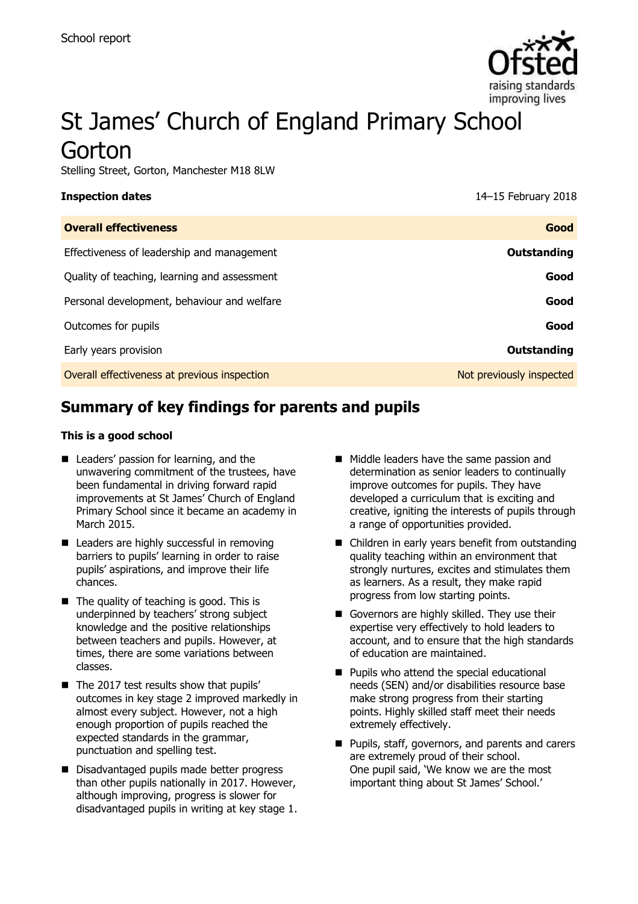School report

# St James' Church of England Primary School Gorton

Stelling Street, Gorton, Manchester M18 8LW

| **Inspection dates** | 14–15 February 2018 |
| --- | --- |
| **Overall effectiveness** | **Good** |
| Effectiveness of leadership and management | **Outstanding** |
| Quality of teaching, learning and assessment | **Good** |
| Personal development, behaviour and welfare | **Good** |
| Outcomes for pupils | **Good** |
| Early years provision | **Outstanding** |
| Overall effectiveness at previous inspection | Not previously inspected |

## Summary of key findings for parents and pupils

**This is a good school**

- Leaders' passion for learning, and the unwavering commitment of the trustees, have been fundamental in driving forward rapid improvements at St James' Church of England Primary School since it became an academy in March 2015.
- Leaders are highly successful in removing barriers to pupils' learning in order to raise pupils' aspirations, and improve their life chances.
- The quality of teaching is good. This is underpinned by teachers' strong subject knowledge and the positive relationships between teachers and pupils. However, at times, there are some variations between classes.
- The 2017 test results show that pupils' outcomes in key stage 2 improved markedly in almost every subject. However, not a high enough proportion of pupils reached the expected standards in the grammar, punctuation and spelling test.
- Disadvantaged pupils made better progress than other pupils nationally in 2017. However, although improving, progress is slower for disadvantaged pupils in writing at key stage 1.
- Middle leaders have the same passion and determination as senior leaders to continually improve outcomes for pupils. They have developed a curriculum that is exciting and creative, igniting the interests of pupils through a range of opportunities provided.
- Children in early years benefit from outstanding quality teaching within an environment that strongly nurtures, excites and stimulates them as learners. As a result, they make rapid progress from low starting points.
- Governors are highly skilled. They use their expertise very effectively to hold leaders to account, and to ensure that the high standards of education are maintained.
- Pupils who attend the special educational needs (SEN) and/or disabilities resource base make strong progress from their starting points. Highly skilled staff meet their needs extremely effectively.
- Pupils, staff, governors, and parents and carers are extremely proud of their school. One pupil said, 'We know we are the most important thing about St James' School.'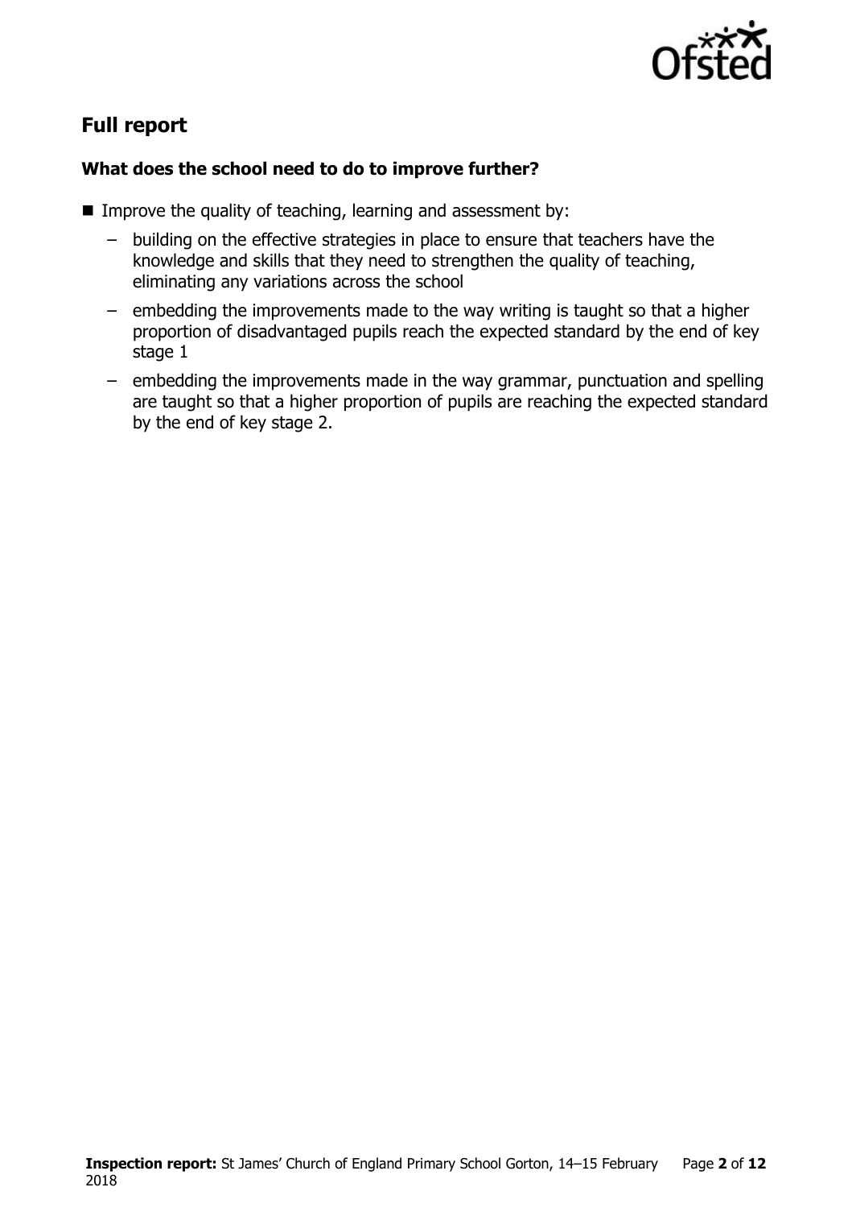## Full report

### What does the school need to do to improve further?

- Improve the quality of teaching, learning and assessment by:
  - building on the effective strategies in place to ensure that teachers have the knowledge and skills that they need to strengthen the quality of teaching, eliminating any variations across the school
  - embedding the improvements made to the way writing is taught so that a higher proportion of disadvantaged pupils reach the expected standard by the end of key stage 1
  - embedding the improvements made in the way grammar, punctuation and spelling are taught so that a higher proportion of pupils are reaching the expected standard by the end of key stage 2.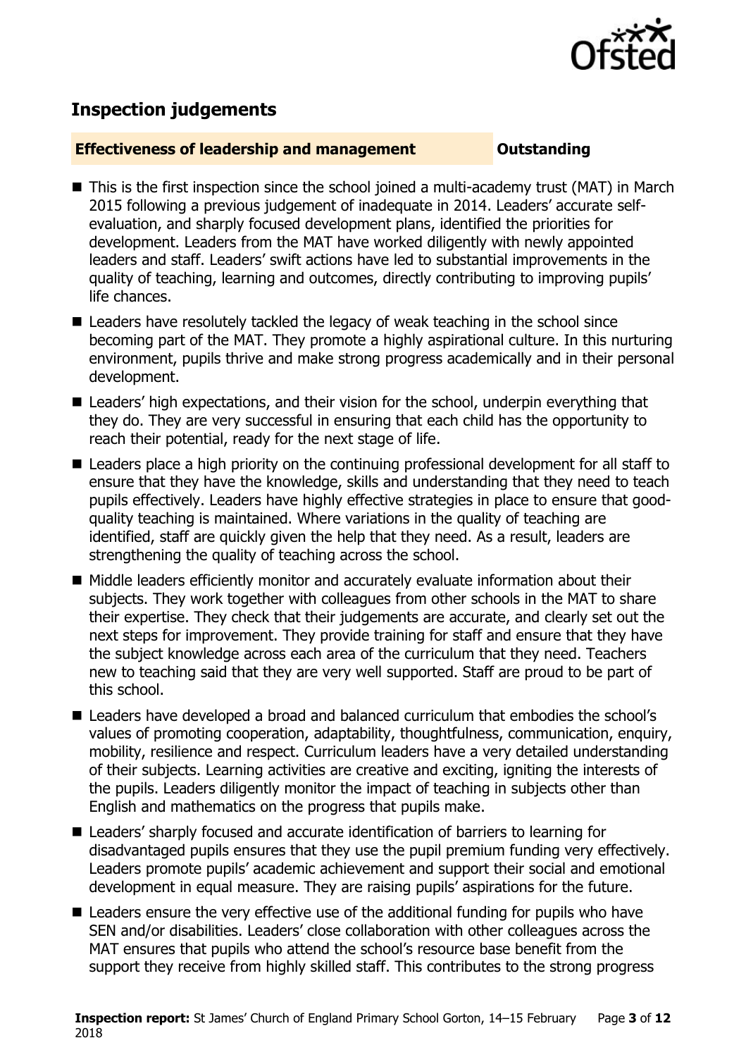## Inspection judgements

**Effectiveness of leadership and management** **Outstanding**

- This is the first inspection since the school joined a multi-academy trust (MAT) in March 2015 following a previous judgement of inadequate in 2014. Leaders' accurate self-evaluation, and sharply focused development plans, identified the priorities for development. Leaders from the MAT have worked diligently with newly appointed leaders and staff. Leaders' swift actions have led to substantial improvements in the quality of teaching, learning and outcomes, directly contributing to improving pupils' life chances.
- Leaders have resolutely tackled the legacy of weak teaching in the school since becoming part of the MAT. They promote a highly aspirational culture. In this nurturing environment, pupils thrive and make strong progress academically and in their personal development.
- Leaders' high expectations, and their vision for the school, underpin everything that they do. They are very successful in ensuring that each child has the opportunity to reach their potential, ready for the next stage of life.
- Leaders place a high priority on the continuing professional development for all staff to ensure that they have the knowledge, skills and understanding that they need to teach pupils effectively. Leaders have highly effective strategies in place to ensure that good-quality teaching is maintained. Where variations in the quality of teaching are identified, staff are quickly given the help that they need. As a result, leaders are strengthening the quality of teaching across the school.
- Middle leaders efficiently monitor and accurately evaluate information about their subjects. They work together with colleagues from other schools in the MAT to share their expertise. They check that their judgements are accurate, and clearly set out the next steps for improvement. They provide training for staff and ensure that they have the subject knowledge across each area of the curriculum that they need. Teachers new to teaching said that they are very well supported. Staff are proud to be part of this school.
- Leaders have developed a broad and balanced curriculum that embodies the school's values of promoting cooperation, adaptability, thoughtfulness, communication, enquiry, mobility, resilience and respect. Curriculum leaders have a very detailed understanding of their subjects. Learning activities are creative and exciting, igniting the interests of the pupils. Leaders diligently monitor the impact of teaching in subjects other than English and mathematics on the progress that pupils make.
- Leaders' sharply focused and accurate identification of barriers to learning for disadvantaged pupils ensures that they use the pupil premium funding very effectively. Leaders promote pupils' academic achievement and support their social and emotional development in equal measure. They are raising pupils' aspirations for the future.
- Leaders ensure the very effective use of the additional funding for pupils who have SEN and/or disabilities. Leaders' close collaboration with other colleagues across the MAT ensures that pupils who attend the school's resource base benefit from the support they receive from highly skilled staff. This contributes to the strong progress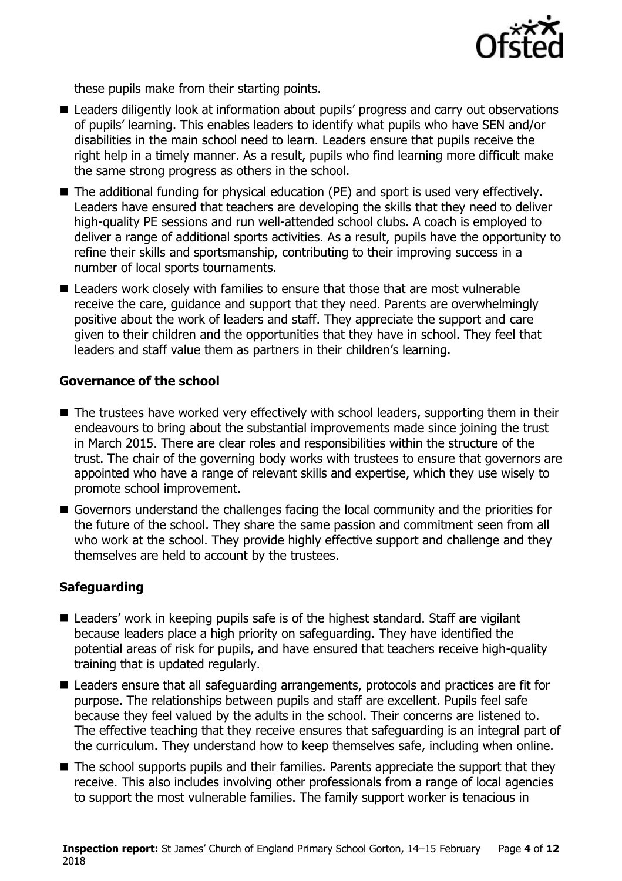these pupils make from their starting points.

- Leaders diligently look at information about pupils' progress and carry out observations of pupils' learning. This enables leaders to identify what pupils who have SEN and/or disabilities in the main school need to learn. Leaders ensure that pupils receive the right help in a timely manner. As a result, pupils who find learning more difficult make the same strong progress as others in the school.
- The additional funding for physical education (PE) and sport is used very effectively. Leaders have ensured that teachers are developing the skills that they need to deliver high-quality PE sessions and run well-attended school clubs. A coach is employed to deliver a range of additional sports activities. As a result, pupils have the opportunity to refine their skills and sportsmanship, contributing to their improving success in a number of local sports tournaments.
- Leaders work closely with families to ensure that those that are most vulnerable receive the care, guidance and support that they need. Parents are overwhelmingly positive about the work of leaders and staff. They appreciate the support and care given to their children and the opportunities that they have in school. They feel that leaders and staff value them as partners in their children's learning.

### Governance of the school

- The trustees have worked very effectively with school leaders, supporting them in their endeavours to bring about the substantial improvements made since joining the trust in March 2015. There are clear roles and responsibilities within the structure of the trust. The chair of the governing body works with trustees to ensure that governors are appointed who have a range of relevant skills and expertise, which they use wisely to promote school improvement.
- Governors understand the challenges facing the local community and the priorities for the future of the school. They share the same passion and commitment seen from all who work at the school. They provide highly effective support and challenge and they themselves are held to account by the trustees.

### Safeguarding

- Leaders' work in keeping pupils safe is of the highest standard. Staff are vigilant because leaders place a high priority on safeguarding. They have identified the potential areas of risk for pupils, and have ensured that teachers receive high-quality training that is updated regularly.
- Leaders ensure that all safeguarding arrangements, protocols and practices are fit for purpose. The relationships between pupils and staff are excellent. Pupils feel safe because they feel valued by the adults in the school. Their concerns are listened to. The effective teaching that they receive ensures that safeguarding is an integral part of the curriculum. They understand how to keep themselves safe, including when online.
- The school supports pupils and their families. Parents appreciate the support that they receive. This also includes involving other professionals from a range of local agencies to support the most vulnerable families. The family support worker is tenacious in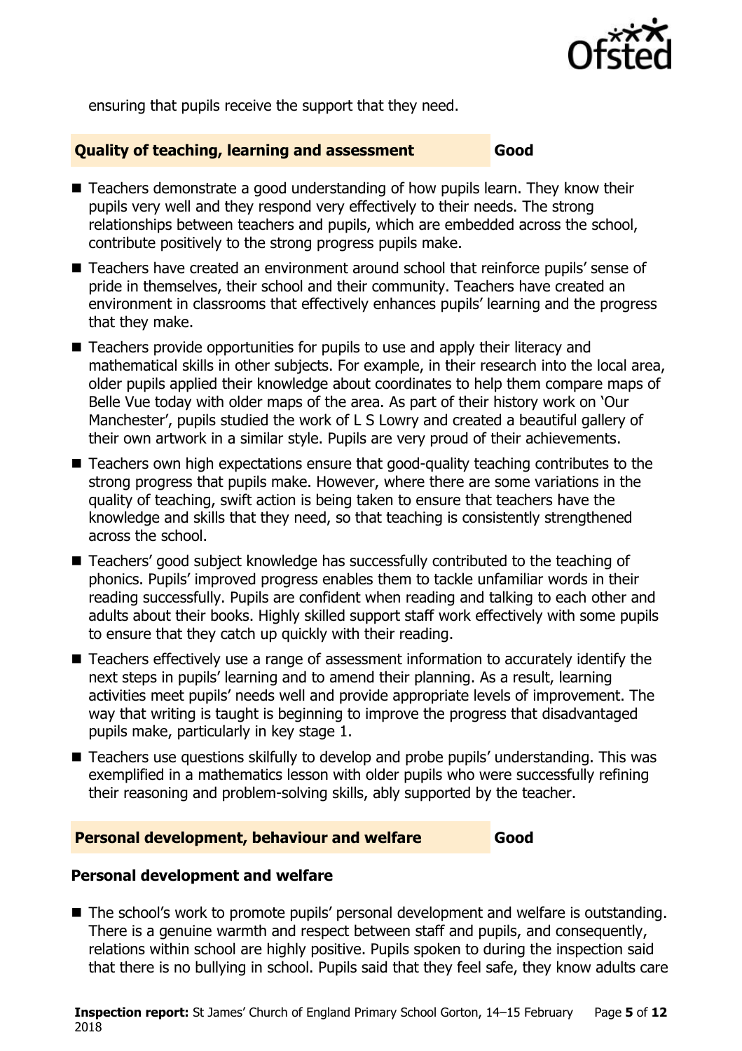ensuring that pupils receive the support that they need.

## Quality of teaching, learning and assessment — Good

- Teachers demonstrate a good understanding of how pupils learn. They know their pupils very well and they respond very effectively to their needs. The strong relationships between teachers and pupils, which are embedded across the school, contribute positively to the strong progress pupils make.
- Teachers have created an environment around school that reinforce pupils' sense of pride in themselves, their school and their community. Teachers have created an environment in classrooms that effectively enhances pupils' learning and the progress that they make.
- Teachers provide opportunities for pupils to use and apply their literacy and mathematical skills in other subjects. For example, in their research into the local area, older pupils applied their knowledge about coordinates to help them compare maps of Belle Vue today with older maps of the area. As part of their history work on 'Our Manchester', pupils studied the work of L S Lowry and created a beautiful gallery of their own artwork in a similar style. Pupils are very proud of their achievements.
- Teachers own high expectations ensure that good-quality teaching contributes to the strong progress that pupils make. However, where there are some variations in the quality of teaching, swift action is being taken to ensure that teachers have the knowledge and skills that they need, so that teaching is consistently strengthened across the school.
- Teachers' good subject knowledge has successfully contributed to the teaching of phonics. Pupils' improved progress enables them to tackle unfamiliar words in their reading successfully. Pupils are confident when reading and talking to each other and adults about their books. Highly skilled support staff work effectively with some pupils to ensure that they catch up quickly with their reading.
- Teachers effectively use a range of assessment information to accurately identify the next steps in pupils' learning and to amend their planning. As a result, learning activities meet pupils' needs well and provide appropriate levels of improvement. The way that writing is taught is beginning to improve the progress that disadvantaged pupils make, particularly in key stage 1.
- Teachers use questions skilfully to develop and probe pupils' understanding. This was exemplified in a mathematics lesson with older pupils who were successfully refining their reasoning and problem-solving skills, ably supported by the teacher.

## Personal development, behaviour and welfare — Good

### Personal development and welfare

- The school's work to promote pupils' personal development and welfare is outstanding. There is a genuine warmth and respect between staff and pupils, and consequently, relations within school are highly positive. Pupils spoken to during the inspection said that there is no bullying in school. Pupils said that they feel safe, they know adults care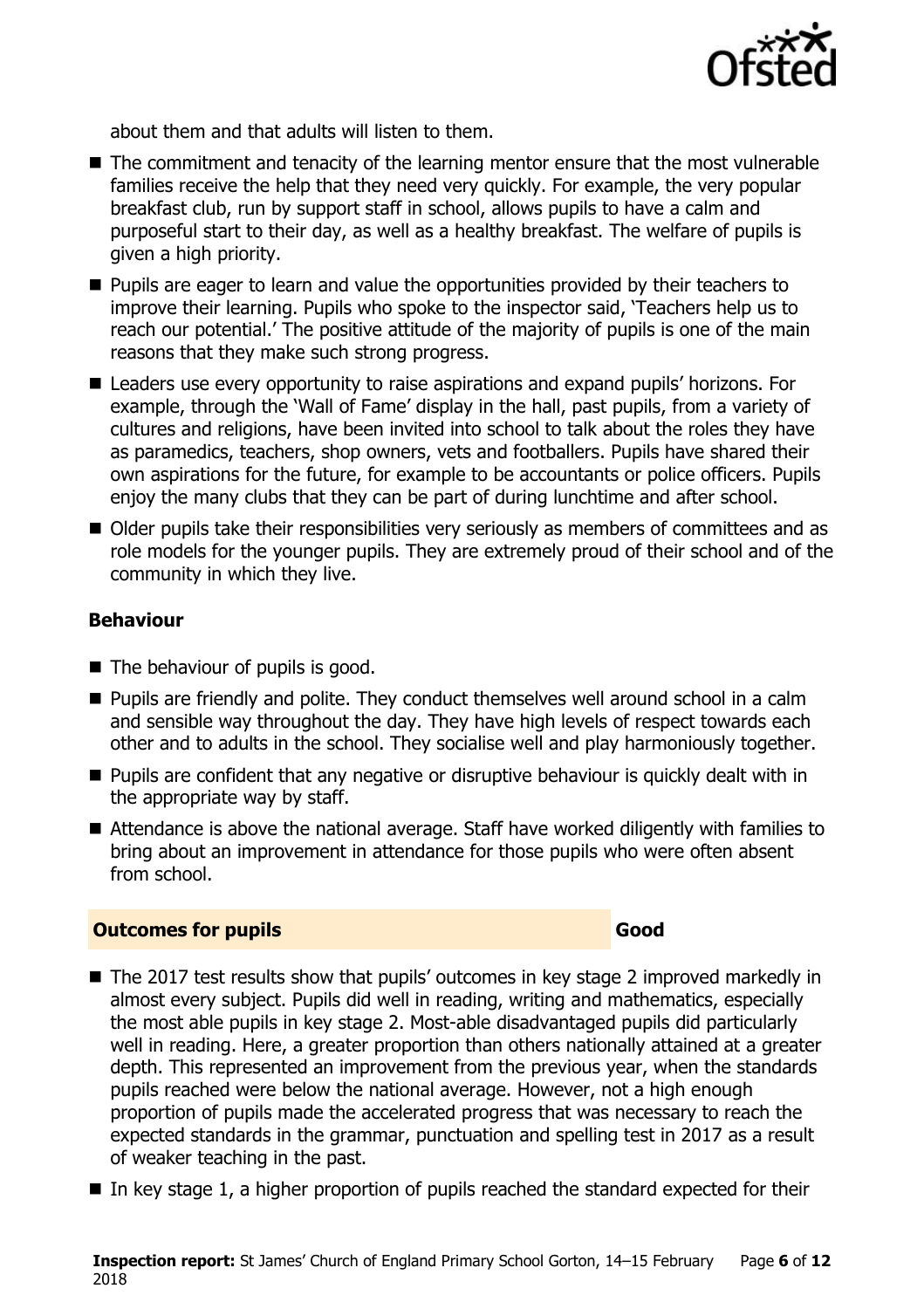about them and that adults will listen to them.

- The commitment and tenacity of the learning mentor ensure that the most vulnerable families receive the help that they need very quickly. For example, the very popular breakfast club, run by support staff in school, allows pupils to have a calm and purposeful start to their day, as well as a healthy breakfast. The welfare of pupils is given a high priority.
- Pupils are eager to learn and value the opportunities provided by their teachers to improve their learning. Pupils who spoke to the inspector said, 'Teachers help us to reach our potential.' The positive attitude of the majority of pupils is one of the main reasons that they make such strong progress.
- Leaders use every opportunity to raise aspirations and expand pupils' horizons. For example, through the 'Wall of Fame' display in the hall, past pupils, from a variety of cultures and religions, have been invited into school to talk about the roles they have as paramedics, teachers, shop owners, vets and footballers. Pupils have shared their own aspirations for the future, for example to be accountants or police officers. Pupils enjoy the many clubs that they can be part of during lunchtime and after school.
- Older pupils take their responsibilities very seriously as members of committees and as role models for the younger pupils. They are extremely proud of their school and of the community in which they live.

**Behaviour**

- The behaviour of pupils is good.
- Pupils are friendly and polite. They conduct themselves well around school in a calm and sensible way throughout the day. They have high levels of respect towards each other and to adults in the school. They socialise well and play harmoniously together.
- Pupils are confident that any negative or disruptive behaviour is quickly dealt with in the appropriate way by staff.
- Attendance is above the national average. Staff have worked diligently with families to bring about an improvement in attendance for those pupils who were often absent from school.

## Outcomes for pupils — Good

- The 2017 test results show that pupils' outcomes in key stage 2 improved markedly in almost every subject. Pupils did well in reading, writing and mathematics, especially the most able pupils in key stage 2. Most-able disadvantaged pupils did particularly well in reading. Here, a greater proportion than others nationally attained at a greater depth. This represented an improvement from the previous year, when the standards pupils reached were below the national average. However, not a high enough proportion of pupils made the accelerated progress that was necessary to reach the expected standards in the grammar, punctuation and spelling test in 2017 as a result of weaker teaching in the past.
- In key stage 1, a higher proportion of pupils reached the standard expected for their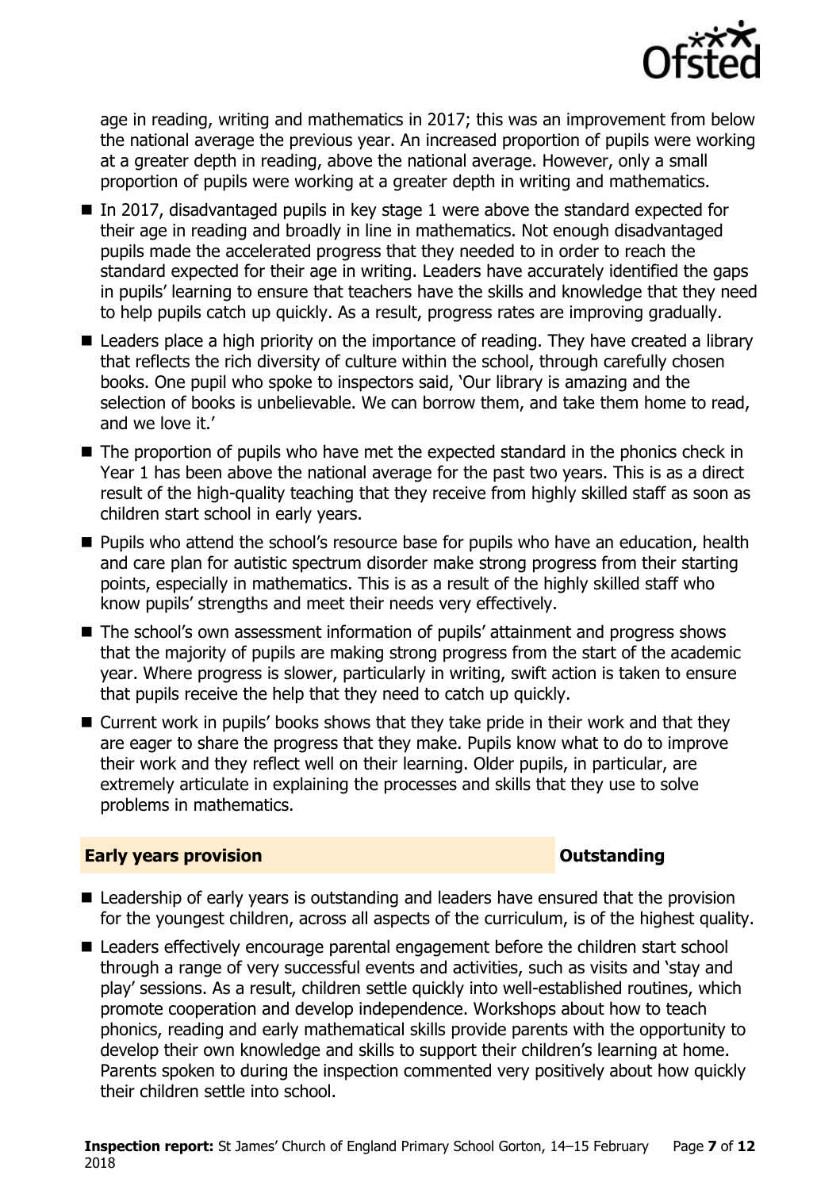age in reading, writing and mathematics in 2017; this was an improvement from below the national average the previous year. An increased proportion of pupils were working at a greater depth in reading, above the national average. However, only a small proportion of pupils were working at a greater depth in writing and mathematics.

- In 2017, disadvantaged pupils in key stage 1 were above the standard expected for their age in reading and broadly in line in mathematics. Not enough disadvantaged pupils made the accelerated progress that they needed to in order to reach the standard expected for their age in writing. Leaders have accurately identified the gaps in pupils' learning to ensure that teachers have the skills and knowledge that they need to help pupils catch up quickly. As a result, progress rates are improving gradually.
- Leaders place a high priority on the importance of reading. They have created a library that reflects the rich diversity of culture within the school, through carefully chosen books. One pupil who spoke to inspectors said, 'Our library is amazing and the selection of books is unbelievable. We can borrow them, and take them home to read, and we love it.'
- The proportion of pupils who have met the expected standard in the phonics check in Year 1 has been above the national average for the past two years. This is as a direct result of the high-quality teaching that they receive from highly skilled staff as soon as children start school in early years.
- Pupils who attend the school's resource base for pupils who have an education, health and care plan for autistic spectrum disorder make strong progress from their starting points, especially in mathematics. This is as a result of the highly skilled staff who know pupils' strengths and meet their needs very effectively.
- The school's own assessment information of pupils' attainment and progress shows that the majority of pupils are making strong progress from the start of the academic year. Where progress is slower, particularly in writing, swift action is taken to ensure that pupils receive the help that they need to catch up quickly.
- Current work in pupils' books shows that they take pride in their work and that they are eager to share the progress that they make. Pupils know what to do to improve their work and they reflect well on their learning. Older pupils, in particular, are extremely articulate in explaining the processes and skills that they use to solve problems in mathematics.

## Early years provision — Outstanding

- Leadership of early years is outstanding and leaders have ensured that the provision for the youngest children, across all aspects of the curriculum, is of the highest quality.
- Leaders effectively encourage parental engagement before the children start school through a range of very successful events and activities, such as visits and 'stay and play' sessions. As a result, children settle quickly into well-established routines, which promote cooperation and develop independence. Workshops about how to teach phonics, reading and early mathematical skills provide parents with the opportunity to develop their own knowledge and skills to support their children's learning at home. Parents spoken to during the inspection commented very positively about how quickly their children settle into school.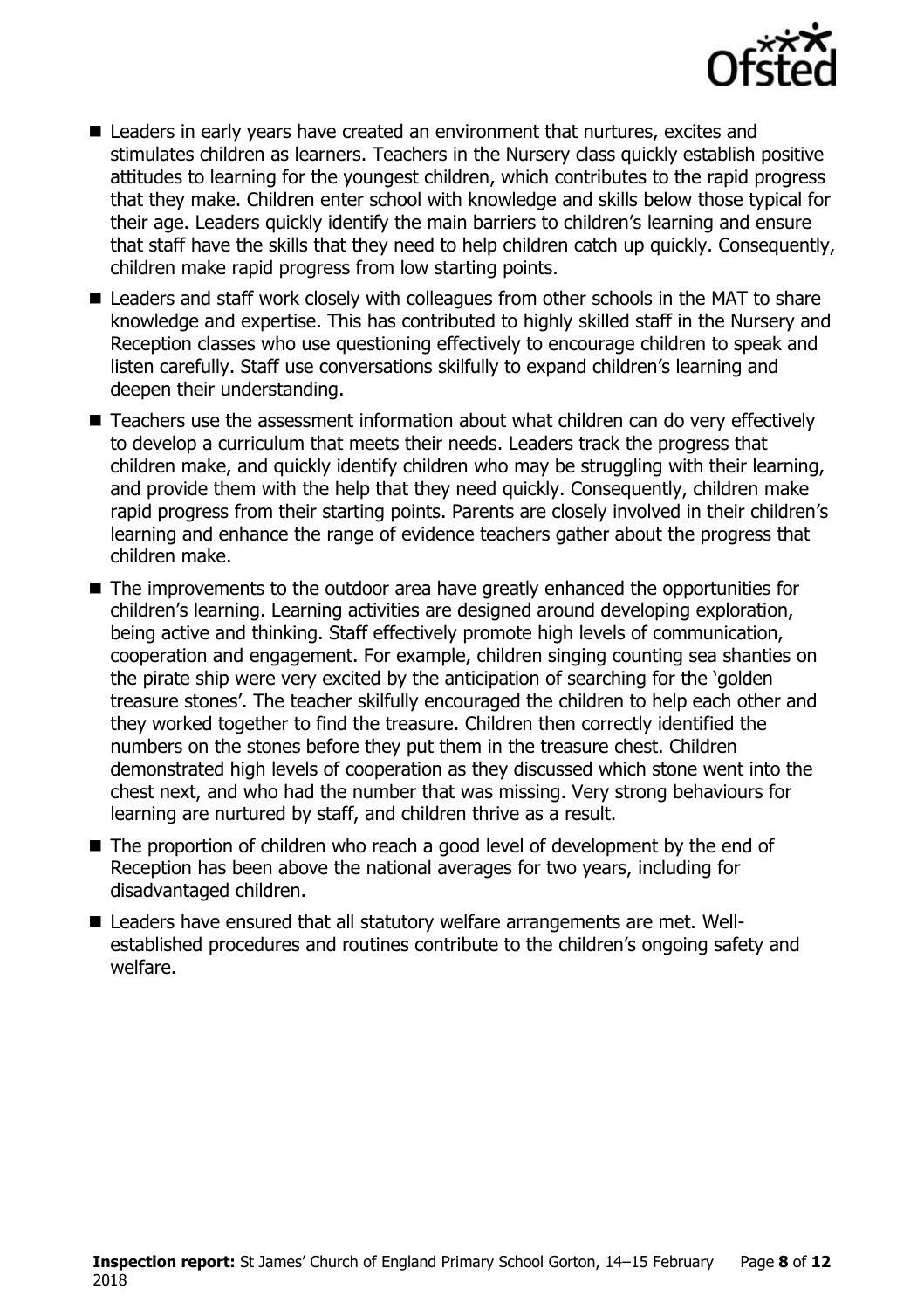- Leaders in early years have created an environment that nurtures, excites and stimulates children as learners. Teachers in the Nursery class quickly establish positive attitudes to learning for the youngest children, which contributes to the rapid progress that they make. Children enter school with knowledge and skills below those typical for their age. Leaders quickly identify the main barriers to children's learning and ensure that staff have the skills that they need to help children catch up quickly. Consequently, children make rapid progress from low starting points.
- Leaders and staff work closely with colleagues from other schools in the MAT to share knowledge and expertise. This has contributed to highly skilled staff in the Nursery and Reception classes who use questioning effectively to encourage children to speak and listen carefully. Staff use conversations skilfully to expand children's learning and deepen their understanding.
- Teachers use the assessment information about what children can do very effectively to develop a curriculum that meets their needs. Leaders track the progress that children make, and quickly identify children who may be struggling with their learning, and provide them with the help that they need quickly. Consequently, children make rapid progress from their starting points. Parents are closely involved in their children's learning and enhance the range of evidence teachers gather about the progress that children make.
- The improvements to the outdoor area have greatly enhanced the opportunities for children's learning. Learning activities are designed around developing exploration, being active and thinking. Staff effectively promote high levels of communication, cooperation and engagement. For example, children singing counting sea shanties on the pirate ship were very excited by the anticipation of searching for the 'golden treasure stones'. The teacher skilfully encouraged the children to help each other and they worked together to find the treasure. Children then correctly identified the numbers on the stones before they put them in the treasure chest. Children demonstrated high levels of cooperation as they discussed which stone went into the chest next, and who had the number that was missing. Very strong behaviours for learning are nurtured by staff, and children thrive as a result.
- The proportion of children who reach a good level of development by the end of Reception has been above the national averages for two years, including for disadvantaged children.
- Leaders have ensured that all statutory welfare arrangements are met. Well-established procedures and routines contribute to the children's ongoing safety and welfare.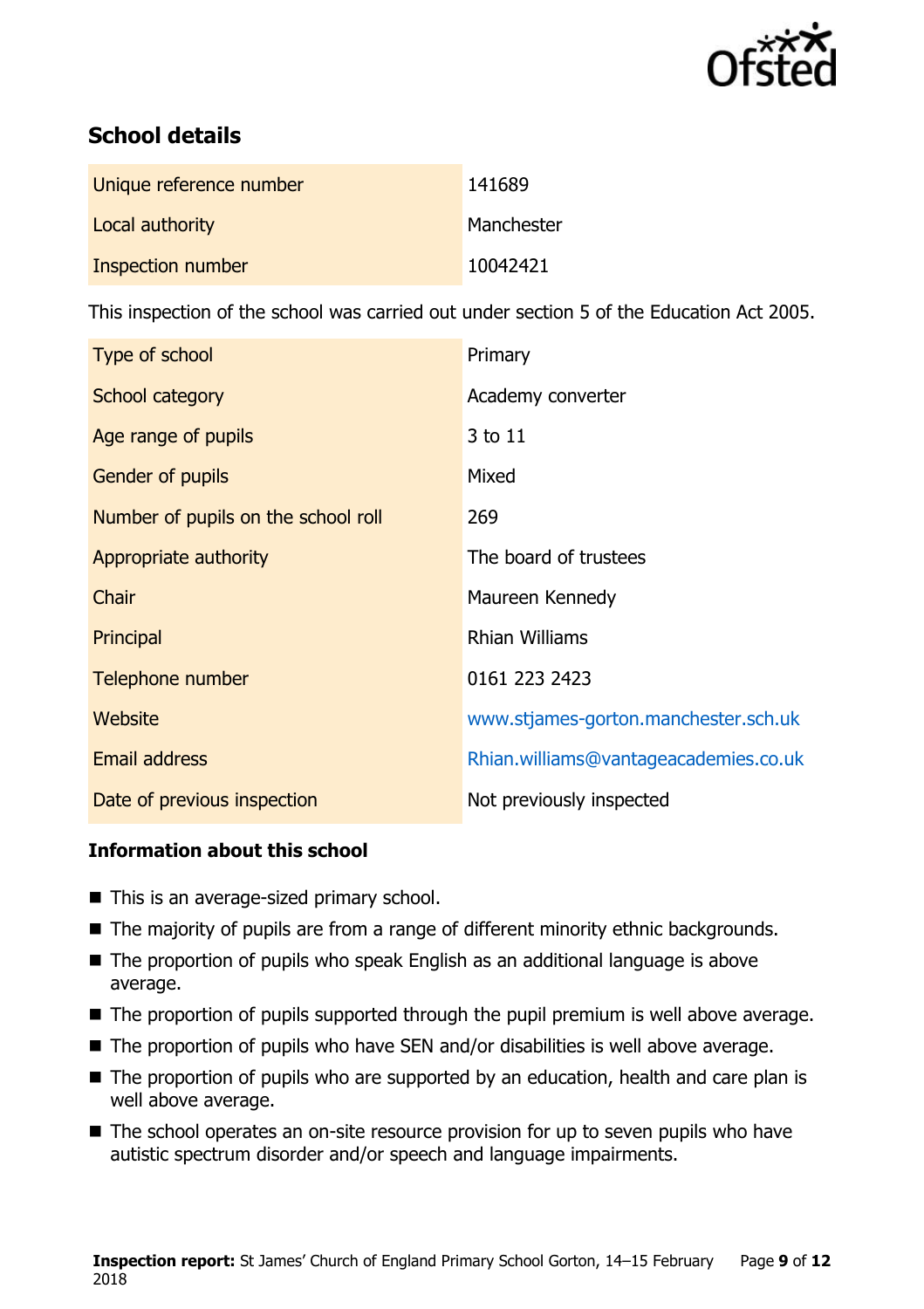## School details

| | |
|---|---|
| Unique reference number | 141689 |
| Local authority | Manchester |
| Inspection number | 10042421 |

This inspection of the school was carried out under section 5 of the Education Act 2005.

| | |
|---|---|
| Type of school | Primary |
| School category | Academy converter |
| Age range of pupils | 3 to 11 |
| Gender of pupils | Mixed |
| Number of pupils on the school roll | 269 |
| Appropriate authority | The board of trustees |
| Chair | Maureen Kennedy |
| Principal | Rhian Williams |
| Telephone number | 0161 223 2423 |
| Website | www.stjames-gorton.manchester.sch.uk |
| Email address | Rhian.williams@vantageacademies.co.uk |
| Date of previous inspection | Not previously inspected |

### Information about this school

- This is an average-sized primary school.
- The majority of pupils are from a range of different minority ethnic backgrounds.
- The proportion of pupils who speak English as an additional language is above average.
- The proportion of pupils supported through the pupil premium is well above average.
- The proportion of pupils who have SEN and/or disabilities is well above average.
- The proportion of pupils who are supported by an education, health and care plan is well above average.
- The school operates an on-site resource provision for up to seven pupils who have autistic spectrum disorder and/or speech and language impairments.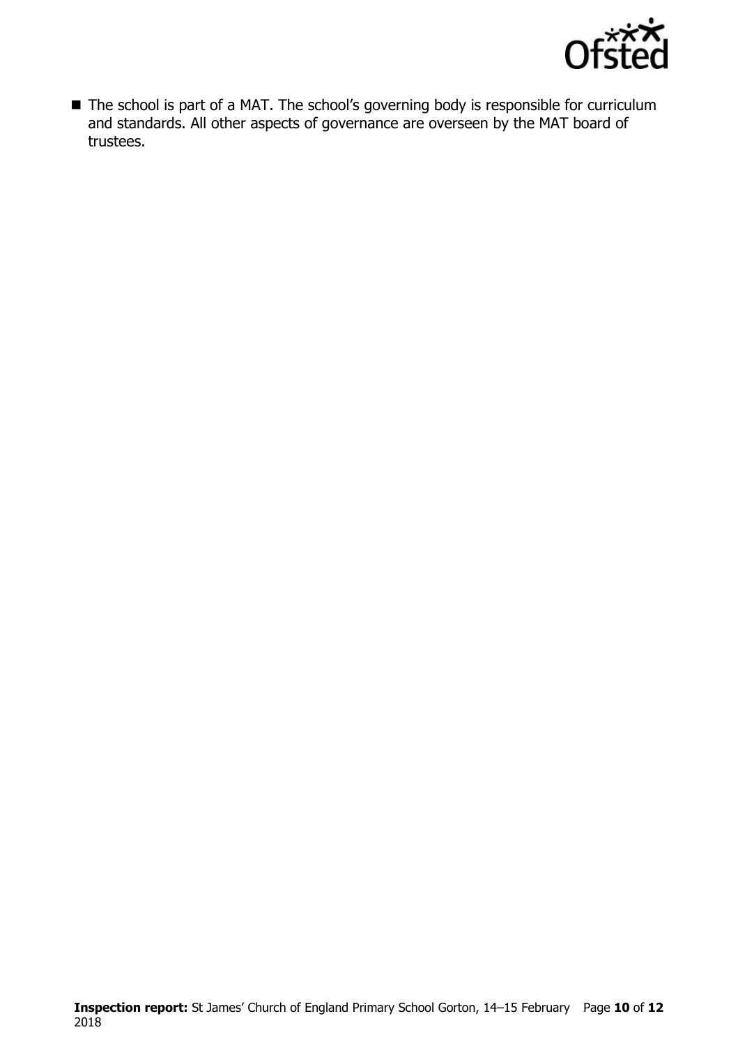- The school is part of a MAT. The school's governing body is responsible for curriculum and standards. All other aspects of governance are overseen by the MAT board of trustees.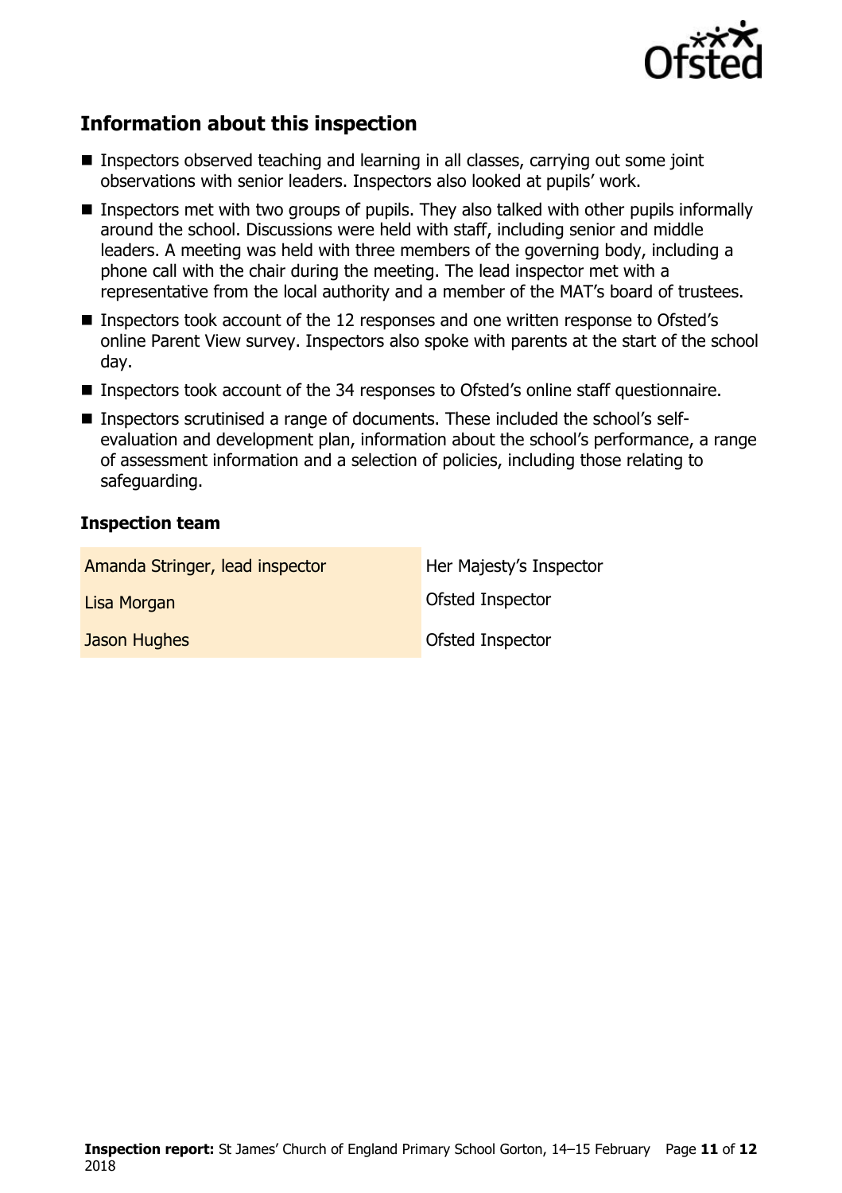## Information about this inspection

- Inspectors observed teaching and learning in all classes, carrying out some joint observations with senior leaders. Inspectors also looked at pupils' work.
- Inspectors met with two groups of pupils. They also talked with other pupils informally around the school. Discussions were held with staff, including senior and middle leaders. A meeting was held with three members of the governing body, including a phone call with the chair during the meeting. The lead inspector met with a representative from the local authority and a member of the MAT's board of trustees.
- Inspectors took account of the 12 responses and one written response to Ofsted's online Parent View survey. Inspectors also spoke with parents at the start of the school day.
- Inspectors took account of the 34 responses to Ofsted's online staff questionnaire.
- Inspectors scrutinised a range of documents. These included the school's self-evaluation and development plan, information about the school's performance, a range of assessment information and a selection of policies, including those relating to safeguarding.

### Inspection team

| | |
|---|---|
| Amanda Stringer, lead inspector | Her Majesty's Inspector |
| Lisa Morgan | Ofsted Inspector |
| Jason Hughes | Ofsted Inspector |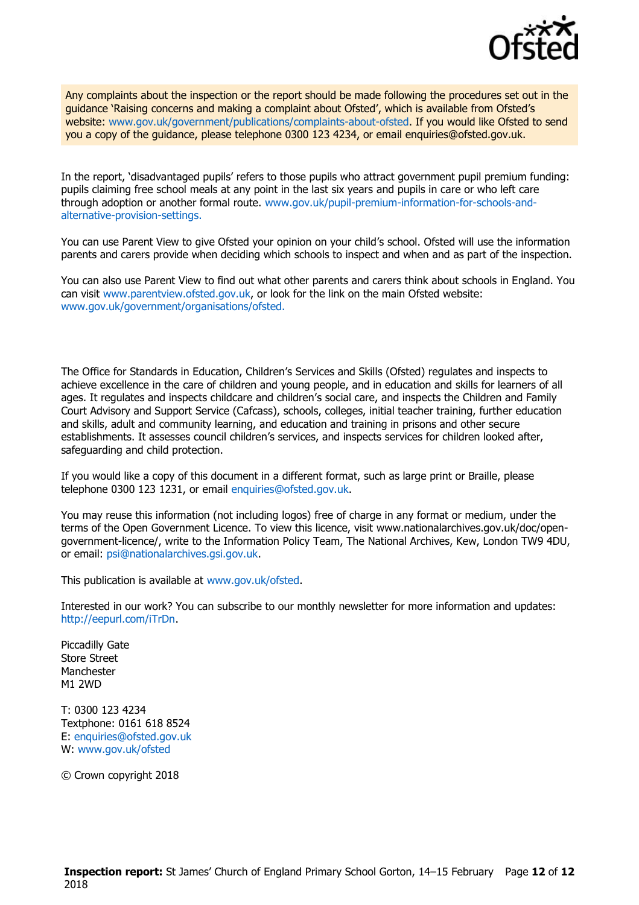Any complaints about the inspection or the report should be made following the procedures set out in the guidance 'Raising concerns and making a complaint about Ofsted', which is available from Ofsted's website: www.gov.uk/government/publications/complaints-about-ofsted. If you would like Ofsted to send you a copy of the guidance, please telephone 0300 123 4234, or email enquiries@ofsted.gov.uk.

In the report, 'disadvantaged pupils' refers to those pupils who attract government pupil premium funding: pupils claiming free school meals at any point in the last six years and pupils in care or who left care through adoption or another formal route. www.gov.uk/pupil-premium-information-for-schools-and-alternative-provision-settings.

You can use Parent View to give Ofsted your opinion on your child's school. Ofsted will use the information parents and carers provide when deciding which schools to inspect and when and as part of the inspection.

You can also use Parent View to find out what other parents and carers think about schools in England. You can visit www.parentview.ofsted.gov.uk, or look for the link on the main Ofsted website: www.gov.uk/government/organisations/ofsted.

The Office for Standards in Education, Children's Services and Skills (Ofsted) regulates and inspects to achieve excellence in the care of children and young people, and in education and skills for learners of all ages. It regulates and inspects childcare and children's social care, and inspects the Children and Family Court Advisory and Support Service (Cafcass), schools, colleges, initial teacher training, further education and skills, adult and community learning, and education and training in prisons and other secure establishments. It assesses council children's services, and inspects services for children looked after, safeguarding and child protection.

If you would like a copy of this document in a different format, such as large print or Braille, please telephone 0300 123 1231, or email enquiries@ofsted.gov.uk.

You may reuse this information (not including logos) free of charge in any format or medium, under the terms of the Open Government Licence. To view this licence, visit www.nationalarchives.gov.uk/doc/open-government-licence/, write to the Information Policy Team, The National Archives, Kew, London TW9 4DU, or email: psi@nationalarchives.gsi.gov.uk.

This publication is available at www.gov.uk/ofsted.

Interested in our work? You can subscribe to our monthly newsletter for more information and updates: http://eepurl.com/iTrDn.

Piccadilly Gate
Store Street
Manchester
M1 2WD

T: 0300 123 4234
Textphone: 0161 618 8524
E: enquiries@ofsted.gov.uk
W: www.gov.uk/ofsted

© Crown copyright 2018